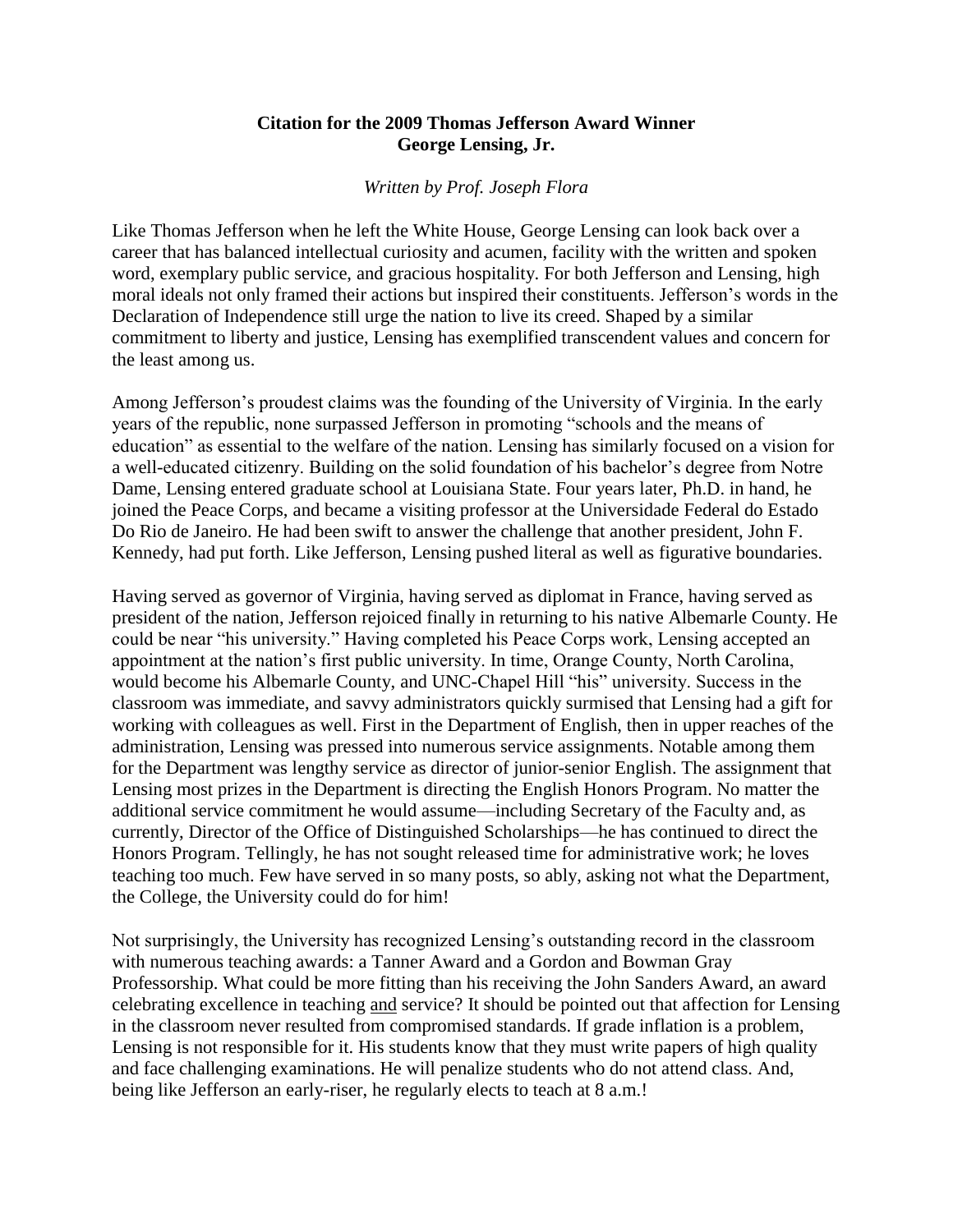**Citation for the 2009 Thomas Jefferson Award Winner**
**George Lensing, Jr.**

*Written by Prof. Joseph Flora*

Like Thomas Jefferson when he left the White House, George Lensing can look back over a career that has balanced intellectual curiosity and acumen, facility with the written and spoken word, exemplary public service, and gracious hospitality. For both Jefferson and Lensing, high moral ideals not only framed their actions but inspired their constituents. Jefferson's words in the Declaration of Independence still urge the nation to live its creed. Shaped by a similar commitment to liberty and justice, Lensing has exemplified transcendent values and concern for the least among us.

Among Jefferson's proudest claims was the founding of the University of Virginia. In the early years of the republic, none surpassed Jefferson in promoting "schools and the means of education" as essential to the welfare of the nation. Lensing has similarly focused on a vision for a well-educated citizenry. Building on the solid foundation of his bachelor's degree from Notre Dame, Lensing entered graduate school at Louisiana State. Four years later, Ph.D. in hand, he joined the Peace Corps, and became a visiting professor at the Universidade Federal do Estado Do Rio de Janeiro. He had been swift to answer the challenge that another president, John F. Kennedy, had put forth. Like Jefferson, Lensing pushed literal as well as figurative boundaries.

Having served as governor of Virginia, having served as diplomat in France, having served as president of the nation, Jefferson rejoiced finally in returning to his native Albemarle County. He could be near "his university." Having completed his Peace Corps work, Lensing accepted an appointment at the nation's first public university. In time, Orange County, North Carolina, would become his Albemarle County, and UNC-Chapel Hill "his" university. Success in the classroom was immediate, and savvy administrators quickly surmised that Lensing had a gift for working with colleagues as well. First in the Department of English, then in upper reaches of the administration, Lensing was pressed into numerous service assignments. Notable among them for the Department was lengthy service as director of junior-senior English. The assignment that Lensing most prizes in the Department is directing the English Honors Program. No matter the additional service commitment he would assume—including Secretary of the Faculty and, as currently, Director of the Office of Distinguished Scholarships—he has continued to direct the Honors Program. Tellingly, he has not sought released time for administrative work; he loves teaching too much. Few have served in so many posts, so ably, asking not what the Department, the College, the University could do for him!

Not surprisingly, the University has recognized Lensing's outstanding record in the classroom with numerous teaching awards: a Tanner Award and a Gordon and Bowman Gray Professorship. What could be more fitting than his receiving the John Sanders Award, an award celebrating excellence in teaching <u>and</u> service? It should be pointed out that affection for Lensing in the classroom never resulted from compromised standards. If grade inflation is a problem, Lensing is not responsible for it. His students know that they must write papers of high quality and face challenging examinations. He will penalize students who do not attend class. And, being like Jefferson an early-riser, he regularly elects to teach at 8 a.m.!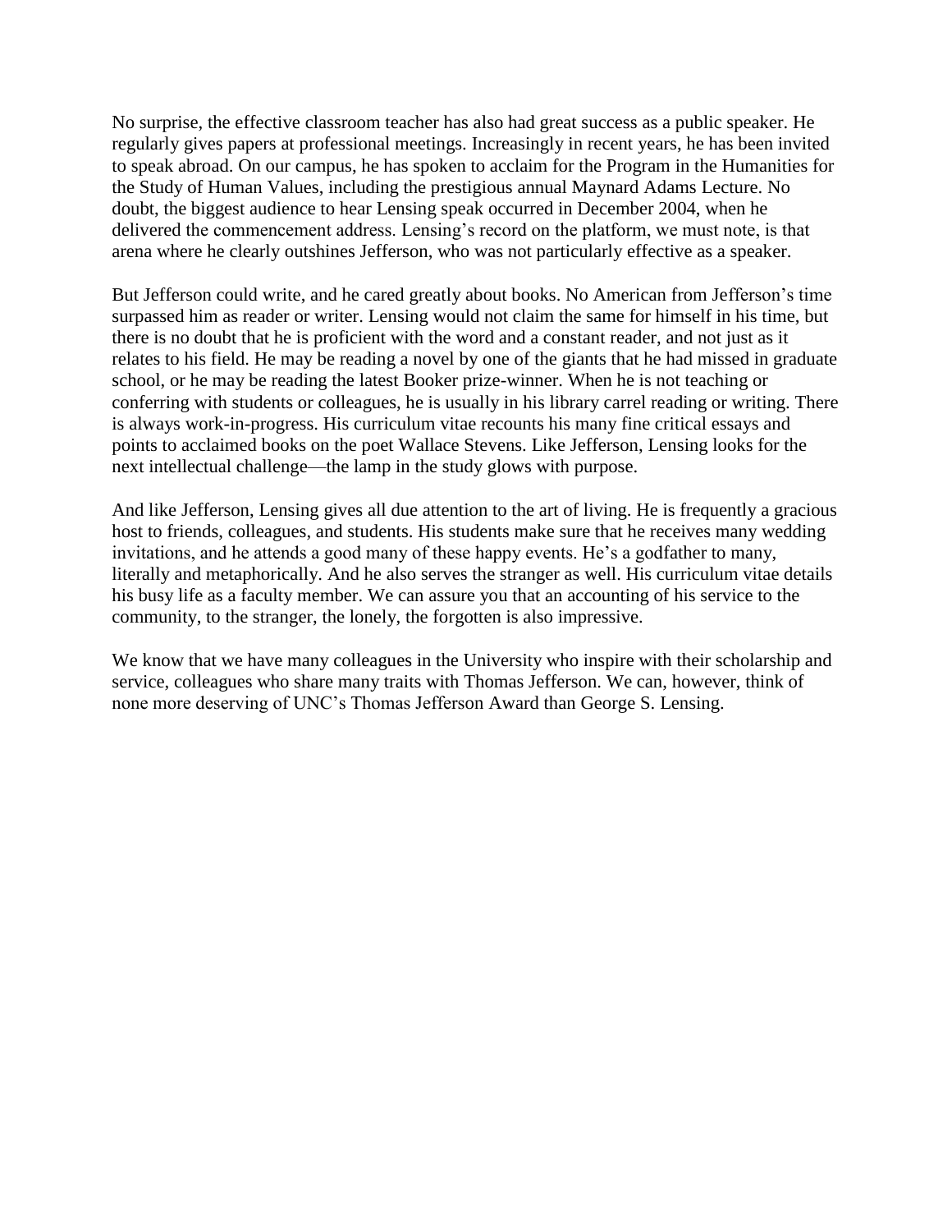No surprise, the effective classroom teacher has also had great success as a public speaker. He regularly gives papers at professional meetings. Increasingly in recent years, he has been invited to speak abroad. On our campus, he has spoken to acclaim for the Program in the Humanities for the Study of Human Values, including the prestigious annual Maynard Adams Lecture. No doubt, the biggest audience to hear Lensing speak occurred in December 2004, when he delivered the commencement address. Lensing's record on the platform, we must note, is that arena where he clearly outshines Jefferson, who was not particularly effective as a speaker.

But Jefferson could write, and he cared greatly about books. No American from Jefferson's time surpassed him as reader or writer. Lensing would not claim the same for himself in his time, but there is no doubt that he is proficient with the word and a constant reader, and not just as it relates to his field. He may be reading a novel by one of the giants that he had missed in graduate school, or he may be reading the latest Booker prize-winner. When he is not teaching or conferring with students or colleagues, he is usually in his library carrel reading or writing. There is always work-in-progress. His curriculum vitae recounts his many fine critical essays and points to acclaimed books on the poet Wallace Stevens. Like Jefferson, Lensing looks for the next intellectual challenge—the lamp in the study glows with purpose.

And like Jefferson, Lensing gives all due attention to the art of living. He is frequently a gracious host to friends, colleagues, and students. His students make sure that he receives many wedding invitations, and he attends a good many of these happy events. He's a godfather to many, literally and metaphorically. And he also serves the stranger as well. His curriculum vitae details his busy life as a faculty member. We can assure you that an accounting of his service to the community, to the stranger, the lonely, the forgotten is also impressive.

We know that we have many colleagues in the University who inspire with their scholarship and service, colleagues who share many traits with Thomas Jefferson. We can, however, think of none more deserving of UNC's Thomas Jefferson Award than George S. Lensing.